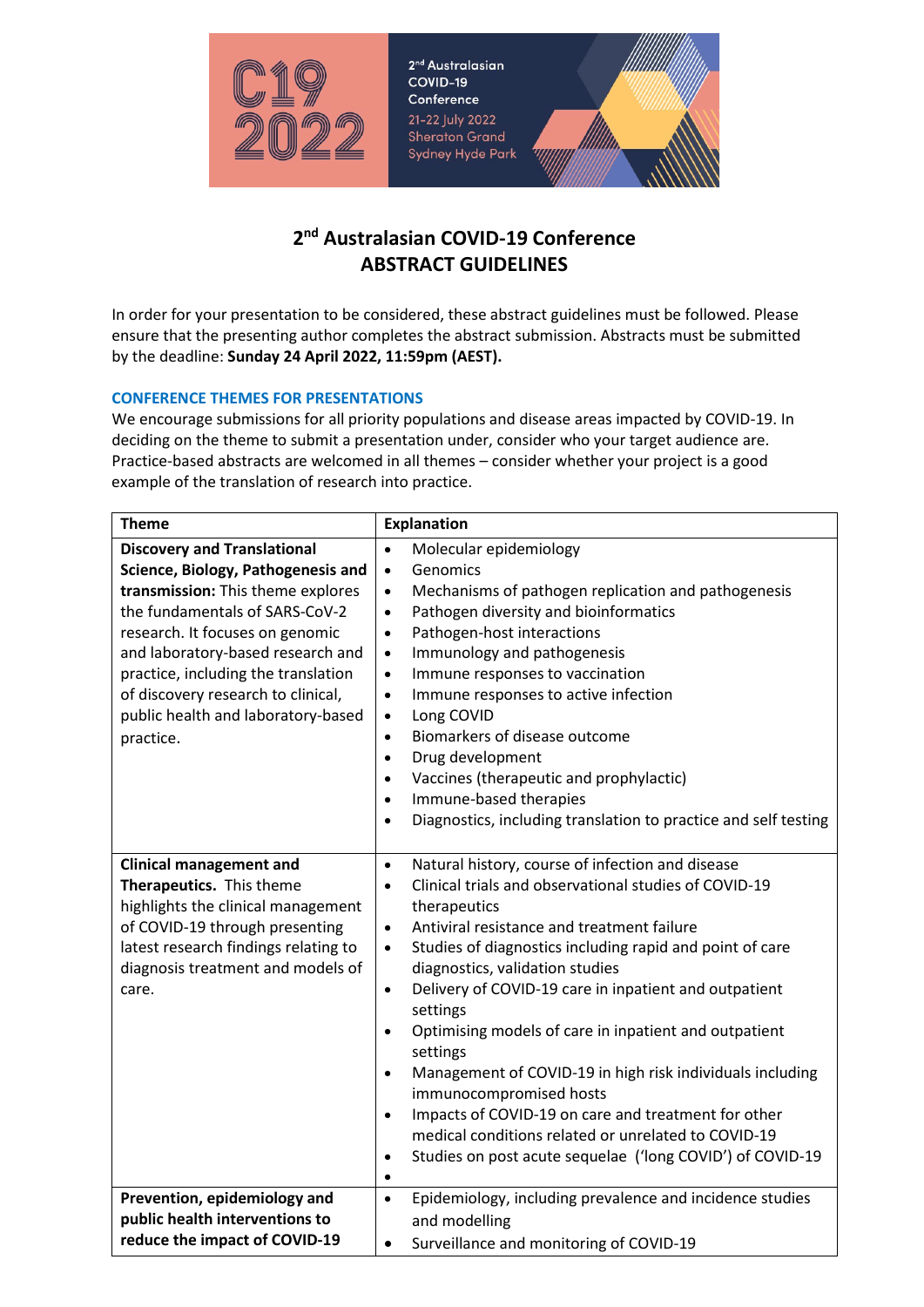C19 2022

2nd Australasian COVID-19 Conference
21-22 July 2022
Sheraton Grand Sydney Hyde Park

# 2nd Australasian COVID-19 Conference ABSTRACT GUIDELINES

In order for your presentation to be considered, these abstract guidelines must be followed. Please ensure that the presenting author completes the abstract submission. Abstracts must be submitted by the deadline: **Sunday 24 April 2022, 11:59pm (AEST).**

## CONFERENCE THEMES FOR PRESENTATIONS

We encourage submissions for all priority populations and disease areas impacted by COVID-19. In deciding on the theme to submit a presentation under, consider who your target audience are. Practice-based abstracts are welcomed in all themes – consider whether your project is a good example of the translation of research into practice.

| Theme | Explanation |
|---|---|
| **Discovery and Translational Science, Biology, Pathogenesis and transmission:** This theme explores the fundamentals of SARS-CoV-2 research. It focuses on genomic and laboratory-based research and practice, including the translation of discovery research to clinical, public health and laboratory-based practice. | • Molecular epidemiology<br>• Genomics<br>• Mechanisms of pathogen replication and pathogenesis<br>• Pathogen diversity and bioinformatics<br>• Pathogen-host interactions<br>• Immunology and pathogenesis<br>• Immune responses to vaccination<br>• Immune responses to active infection<br>• Long COVID<br>• Biomarkers of disease outcome<br>• Drug development<br>• Vaccines (therapeutic and prophylactic)<br>• Immune-based therapies<br>• Diagnostics, including translation to practice and self testing |
| **Clinical management and Therapeutics.** This theme highlights the clinical management of COVID-19 through presenting latest research findings relating to diagnosis treatment and models of care. | • Natural history, course of infection and disease<br>• Clinical trials and observational studies of COVID-19 therapeutics<br>• Antiviral resistance and treatment failure<br>• Studies of diagnostics including rapid and point of care diagnostics, validation studies<br>• Delivery of COVID-19 care in inpatient and outpatient settings<br>• Optimising models of care in inpatient and outpatient settings<br>• Management of COVID-19 in high risk individuals including immunocompromised hosts<br>• Impacts of COVID-19 on care and treatment for other medical conditions related or unrelated to COVID-19<br>• Studies on post acute sequelae ('long COVID') of COVID-19<br>• |
| **Prevention, epidemiology and public health interventions to reduce the impact of COVID-19** | • Epidemiology, including prevalence and incidence studies and modelling<br>• Surveillance and monitoring of COVID-19 |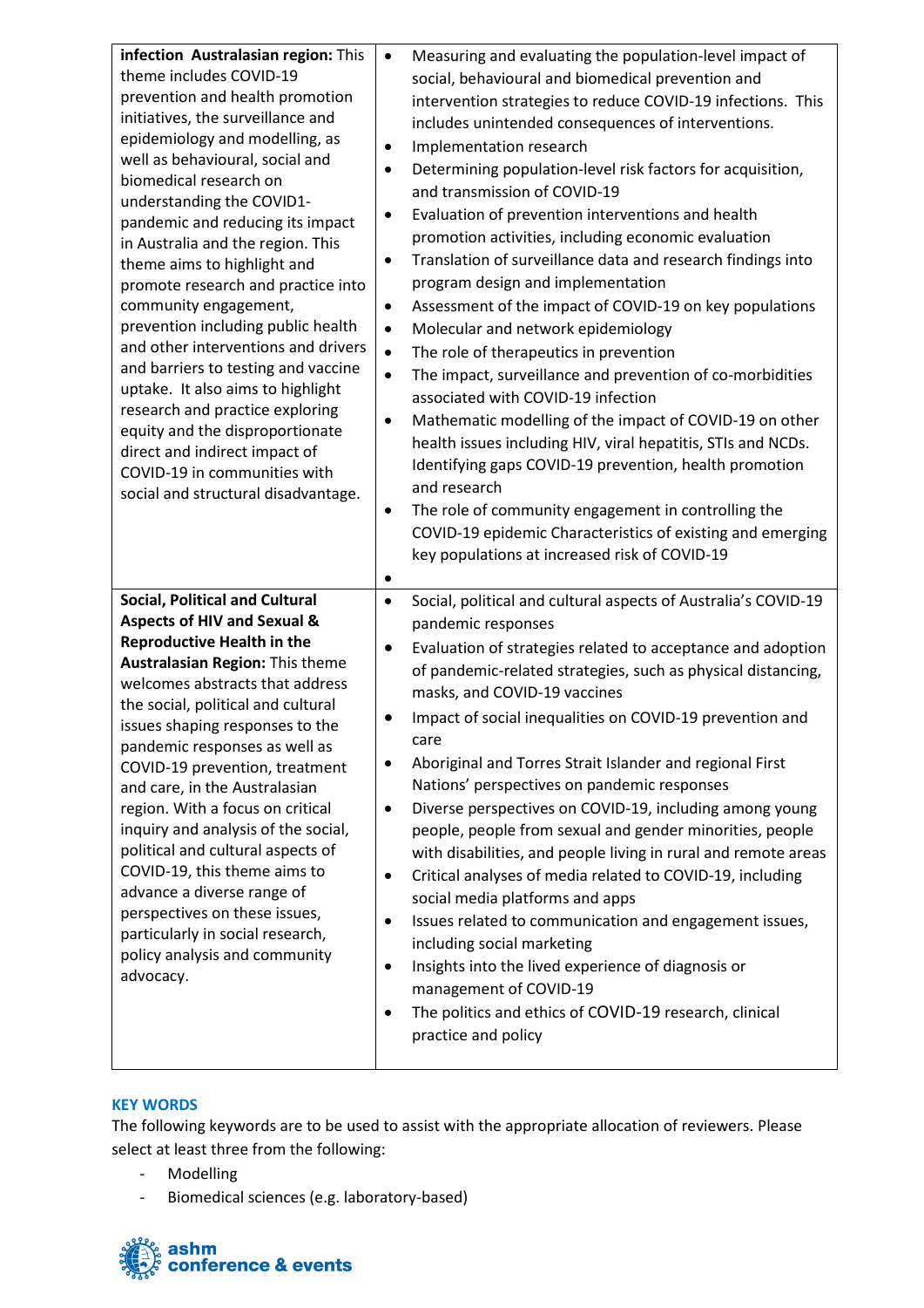| **infection Australasian region:** This theme includes COVID-19 prevention and health promotion initiatives, the surveillance and epidemiology and modelling, as well as behavioural, social and biomedical research on understanding the COVID1- pandemic and reducing its impact in Australia and the region. This theme aims to highlight and promote research and practice into community engagement, prevention including public health and other interventions and drivers and barriers to testing and vaccine uptake. It also aims to highlight research and practice exploring equity and the disproportionate direct and indirect impact of COVID-19 in communities with social and structural disadvantage. | • Measuring and evaluating the population-level impact of social, behavioural and biomedical prevention and intervention strategies to reduce COVID-19 infections. This includes unintended consequences of interventions.<br>• Implementation research<br>• Determining population-level risk factors for acquisition, and transmission of COVID-19<br>• Evaluation of prevention interventions and health promotion activities, including economic evaluation<br>• Translation of surveillance data and research findings into program design and implementation<br>• Assessment of the impact of COVID-19 on key populations<br>• Molecular and network epidemiology<br>• The role of therapeutics in prevention<br>• The impact, surveillance and prevention of co-morbidities associated with COVID-19 infection<br>• Mathematic modelling of the impact of COVID-19 on other health issues including HIV, viral hepatitis, STIs and NCDs. Identifying gaps COVID-19 prevention, health promotion and research<br>• The role of community engagement in controlling the COVID-19 epidemic Characteristics of existing and emerging key populations at increased risk of COVID-19<br>• |
|---|---|
| **Social, Political and Cultural Aspects of HIV and Sexual & Reproductive Health in the Australasian Region:** This theme welcomes abstracts that address the social, political and cultural issues shaping responses to the pandemic responses as well as COVID-19 prevention, treatment and care, in the Australasian region. With a focus on critical inquiry and analysis of the social, political and cultural aspects of COVID-19, this theme aims to advance a diverse range of perspectives on these issues, particularly in social research, policy analysis and community advocacy. | • Social, political and cultural aspects of Australia's COVID-19 pandemic responses<br>• Evaluation of strategies related to acceptance and adoption of pandemic-related strategies, such as physical distancing, masks, and COVID-19 vaccines<br>• Impact of social inequalities on COVID-19 prevention and care<br>• Aboriginal and Torres Strait Islander and regional First Nations' perspectives on pandemic responses<br>• Diverse perspectives on COVID-19, including among young people, people from sexual and gender minorities, people with disabilities, and people living in rural and remote areas<br>• Critical analyses of media related to COVID-19, including social media platforms and apps<br>• Issues related to communication and engagement issues, including social marketing<br>• Insights into the lived experience of diagnosis or management of COVID-19<br>• The politics and ethics of COVID-19 research, clinical practice and policy |

## KEY WORDS

The following keywords are to be used to assist with the appropriate allocation of reviewers. Please select at least three from the following:

- Modelling
- Biomedical sciences (e.g. laboratory-based)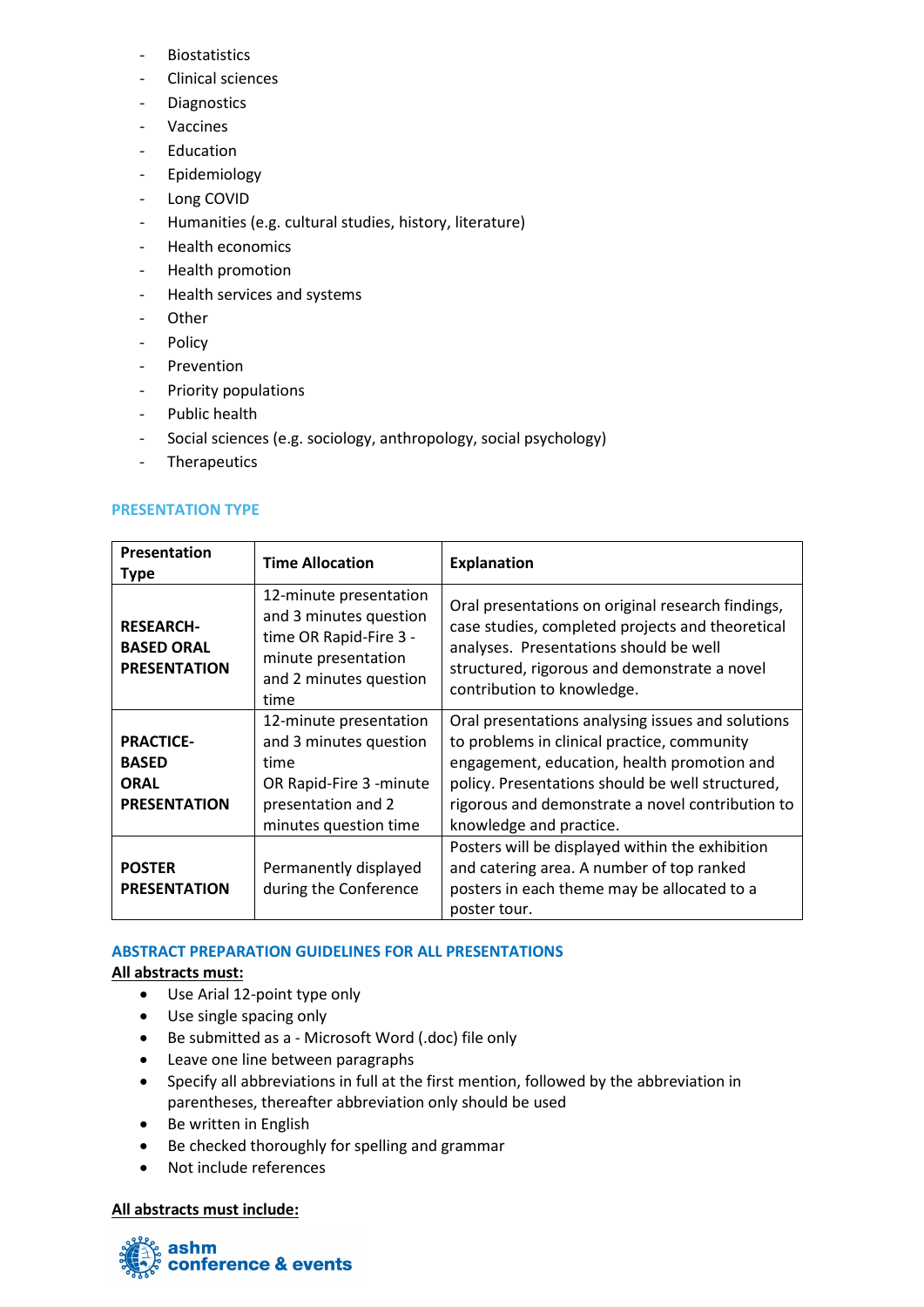- Biostatistics
- Clinical sciences
- Diagnostics
- Vaccines
- Education
- Epidemiology
- Long COVID
- Humanities (e.g. cultural studies, history, literature)
- Health economics
- Health promotion
- Health services and systems
- Other
- Policy
- Prevention
- Priority populations
- Public health
- Social sciences (e.g. sociology, anthropology, social psychology)
- Therapeutics

## PRESENTATION TYPE

| Presentation Type | Time Allocation | Explanation |
|---|---|---|
| **RESEARCH-BASED ORAL PRESENTATION** | 12-minute presentation and 3 minutes question time OR Rapid-Fire 3 -minute presentation and 2 minutes question time | Oral presentations on original research findings, case studies, completed projects and theoretical analyses. Presentations should be well structured, rigorous and demonstrate a novel contribution to knowledge. |
| **PRACTICE-BASED ORAL PRESENTATION** | 12-minute presentation and 3 minutes question time OR Rapid-Fire 3 -minute presentation and 2 minutes question time | Oral presentations analysing issues and solutions to problems in clinical practice, community engagement, education, health promotion and policy. Presentations should be well structured, rigorous and demonstrate a novel contribution to knowledge and practice. |
| **POSTER PRESENTATION** | Permanently displayed during the Conference | Posters will be displayed within the exhibition and catering area. A number of top ranked posters in each theme may be allocated to a poster tour. |

## ABSTRACT PREPARATION GUIDELINES FOR ALL PRESENTATIONS

**All abstracts must:**

- Use Arial 12-point type only
- Use single spacing only
- Be submitted as a - Microsoft Word (.doc) file only
- Leave one line between paragraphs
- Specify all abbreviations in full at the first mention, followed by the abbreviation in parentheses, thereafter abbreviation only should be used
- Be written in English
- Be checked thoroughly for spelling and grammar
- Not include references

**All abstracts must include:**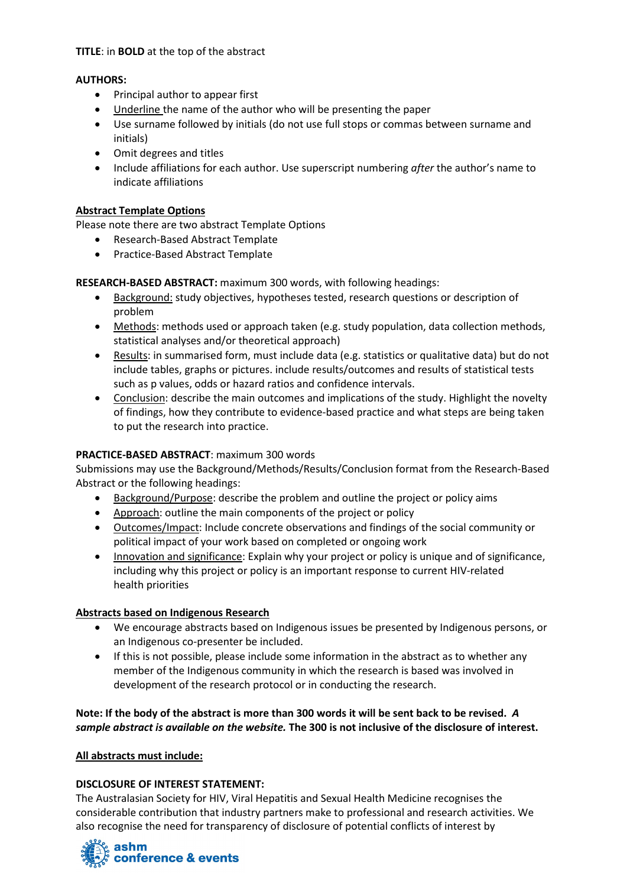**TITLE**: in **BOLD** at the top of the abstract

**AUTHORS:**

- Principal author to appear first
- Underline the name of the author who will be presenting the paper
- Use surname followed by initials (do not use full stops or commas between surname and initials)
- Omit degrees and titles
- Include affiliations for each author. Use superscript numbering *after* the author's name to indicate affiliations

**Abstract Template Options**

Please note there are two abstract Template Options

- Research-Based Abstract Template
- Practice-Based Abstract Template

**RESEARCH-BASED ABSTRACT:** maximum 300 words, with following headings:

- Background: study objectives, hypotheses tested, research questions or description of problem
- Methods: methods used or approach taken (e.g. study population, data collection methods, statistical analyses and/or theoretical approach)
- Results: in summarised form, must include data (e.g. statistics or qualitative data) but do not include tables, graphs or pictures. include results/outcomes and results of statistical tests such as p values, odds or hazard ratios and confidence intervals.
- Conclusion: describe the main outcomes and implications of the study. Highlight the novelty of findings, how they contribute to evidence-based practice and what steps are being taken to put the research into practice.

**PRACTICE-BASED ABSTRACT**: maximum 300 words

Submissions may use the Background/Methods/Results/Conclusion format from the Research-Based Abstract or the following headings:

- Background/Purpose: describe the problem and outline the project or policy aims
- Approach: outline the main components of the project or policy
- Outcomes/Impact: Include concrete observations and findings of the social community or political impact of your work based on completed or ongoing work
- Innovation and significance: Explain why your project or policy is unique and of significance, including why this project or policy is an important response to current HIV-related health priorities

**Abstracts based on Indigenous Research**

- We encourage abstracts based on Indigenous issues be presented by Indigenous persons, or an Indigenous co-presenter be included.
- If this is not possible, please include some information in the abstract as to whether any member of the Indigenous community in which the research is based was involved in development of the research protocol or in conducting the research.

**Note: If the body of the abstract is more than 300 words it will be sent back to be revised.** ***A sample abstract is available on the website.*** **The 300 is not inclusive of the disclosure of interest.**

**All abstracts must include:**

**DISCLOSURE OF INTEREST STATEMENT:**

The Australasian Society for HIV, Viral Hepatitis and Sexual Health Medicine recognises the considerable contribution that industry partners make to professional and research activities. We also recognise the need for transparency of disclosure of potential conflicts of interest by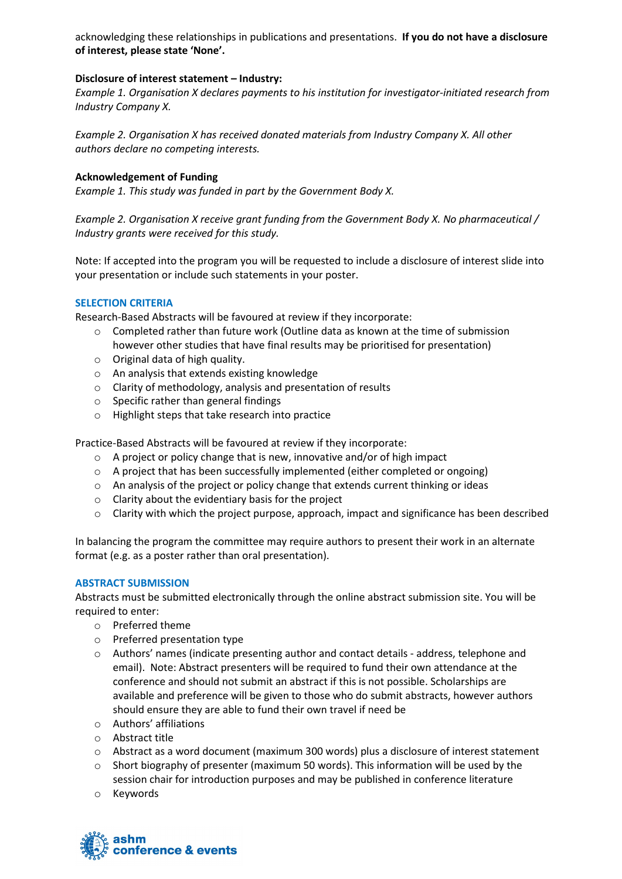acknowledging these relationships in publications and presentations. **If you do not have a disclosure of interest, please state 'None'.**

**Disclosure of interest statement – Industry:**

*Example 1. Organisation X declares payments to his institution for investigator-initiated research from Industry Company X.*

*Example 2. Organisation X has received donated materials from Industry Company X. All other authors declare no competing interests.*

**Acknowledgement of Funding**

*Example 1. This study was funded in part by the Government Body X.*

*Example 2. Organisation X receive grant funding from the Government Body X. No pharmaceutical / Industry grants were received for this study.*

Note: If accepted into the program you will be requested to include a disclosure of interest slide into your presentation or include such statements in your poster.

## SELECTION CRITERIA

Research-Based Abstracts will be favoured at review if they incorporate:

- Completed rather than future work (Outline data as known at the time of submission however other studies that have final results may be prioritised for presentation)
- Original data of high quality.
- An analysis that extends existing knowledge
- Clarity of methodology, analysis and presentation of results
- Specific rather than general findings
- Highlight steps that take research into practice

Practice-Based Abstracts will be favoured at review if they incorporate:

- A project or policy change that is new, innovative and/or of high impact
- A project that has been successfully implemented (either completed or ongoing)
- An analysis of the project or policy change that extends current thinking or ideas
- Clarity about the evidentiary basis for the project
- Clarity with which the project purpose, approach, impact and significance has been described

In balancing the program the committee may require authors to present their work in an alternate format (e.g. as a poster rather than oral presentation).

## ABSTRACT SUBMISSION

Abstracts must be submitted electronically through the online abstract submission site. You will be required to enter:

- Preferred theme
- Preferred presentation type
- Authors' names (indicate presenting author and contact details - address, telephone and email). Note: Abstract presenters will be required to fund their own attendance at the conference and should not submit an abstract if this is not possible. Scholarships are available and preference will be given to those who do submit abstracts, however authors should ensure they are able to fund their own travel if need be
- Authors' affiliations
- Abstract title
- Abstract as a word document (maximum 300 words) plus a disclosure of interest statement
- Short biography of presenter (maximum 50 words). This information will be used by the session chair for introduction purposes and may be published in conference literature
- Keywords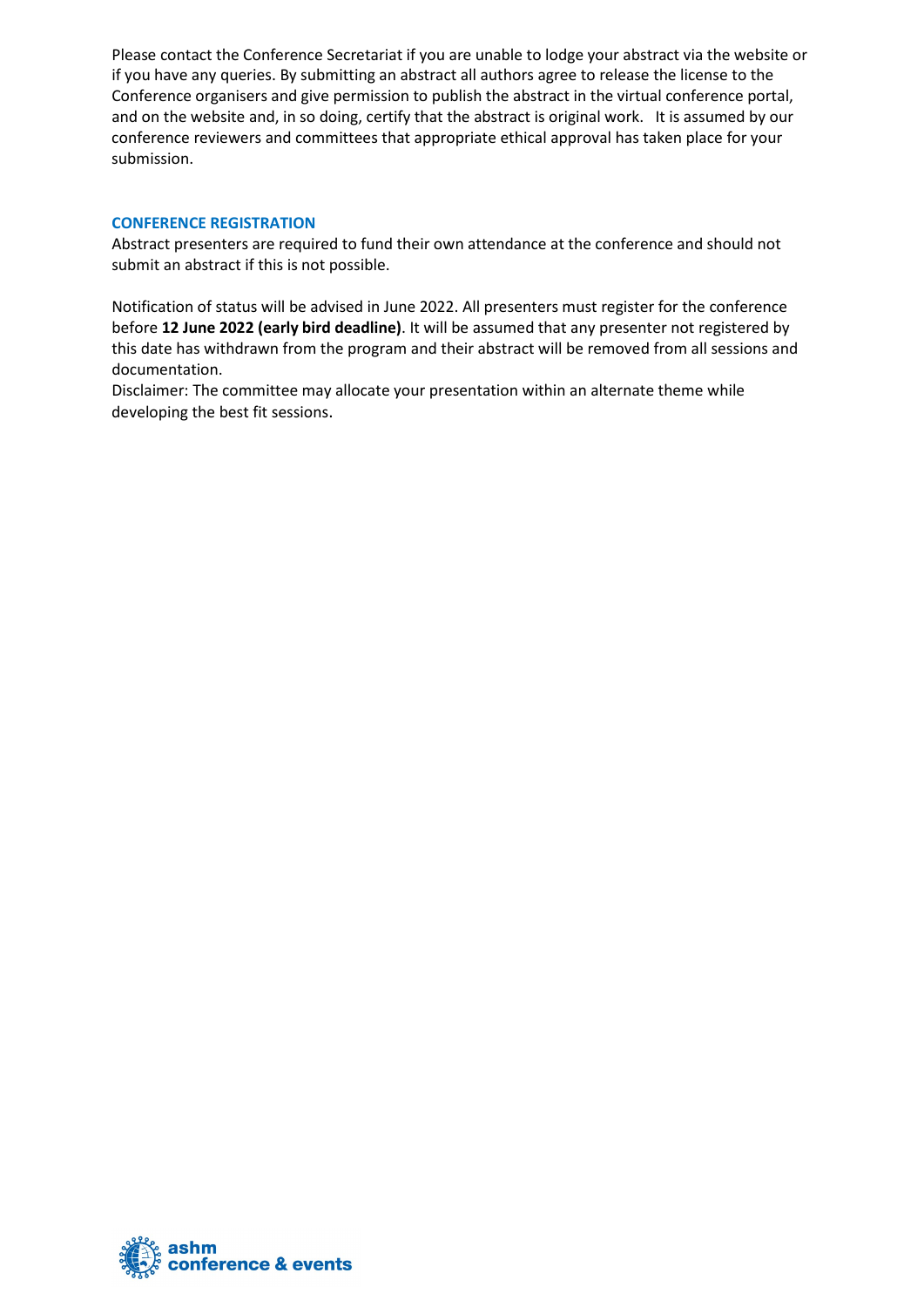Please contact the Conference Secretariat if you are unable to lodge your abstract via the website or if you have any queries. By submitting an abstract all authors agree to release the license to the Conference organisers and give permission to publish the abstract in the virtual conference portal, and on the website and, in so doing, certify that the abstract is original work. It is assumed by our conference reviewers and committees that appropriate ethical approval has taken place for your submission.

## CONFERENCE REGISTRATION

Abstract presenters are required to fund their own attendance at the conference and should not submit an abstract if this is not possible.

Notification of status will be advised in June 2022. All presenters must register for the conference before **12 June 2022 (early bird deadline)**. It will be assumed that any presenter not registered by this date has withdrawn from the program and their abstract will be removed from all sessions and documentation.

Disclaimer: The committee may allocate your presentation within an alternate theme while developing the best fit sessions.